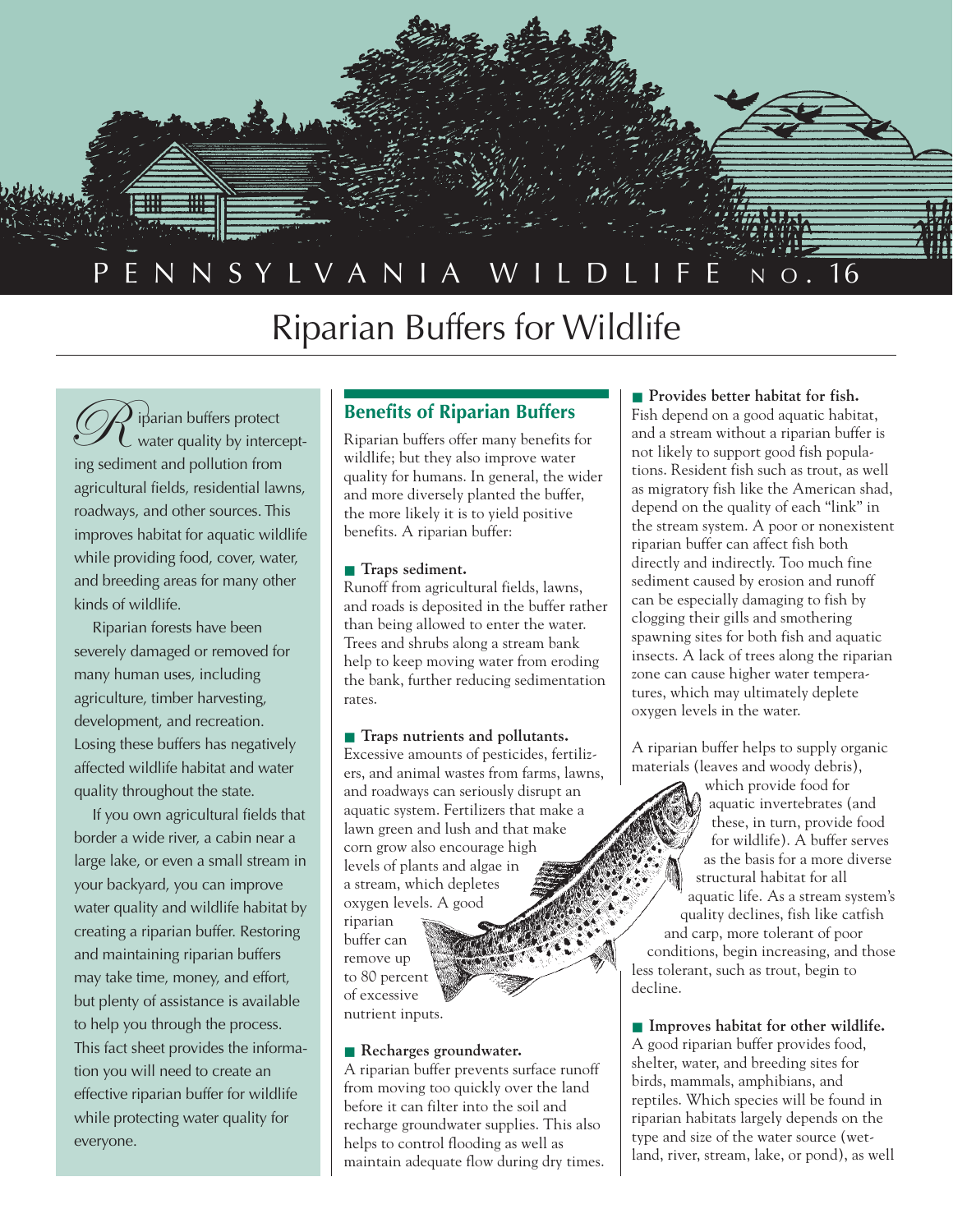PENNSYLVANIA WILDLIFE NO. 16

# Riparian Buffers for Wildlife

Riparian buffers protect water quality by intercepting sediment and pollution from agricultural fields, residential lawns, roadways, and other sources. This improves habitat for aquatic wildlife while providing food, cover, water, and breeding areas for many other kinds of wildlife.

Riparian forests have been severely damaged or removed for many human uses, including agriculture, timber harvesting, development, and recreation. Losing these buffers has negatively affected wildlife habitat and water quality throughout the state.

If you own agricultural fields that border a wide river, a cabin near a large lake, or even a small stream in your backyard, you can improve water quality and wildlife habitat by creating a riparian buffer. Restoring and maintaining riparian buffers may take time, money, and effort, but plenty of assistance is available to help you through the process. This fact sheet provides the information you will need to create an effective riparian buffer for wildlife while protecting water quality for everyone.

## Benefits of Riparian Buffers

Riparian buffers offer many benefits for wildlife; but they also improve water quality for humans. In general, the wider and more diversely planted the buffer, the more likely it is to yield positive benefits. A riparian buffer:

**Traps sediment.**
Runoff from agricultural fields, lawns, and roads is deposited in the buffer rather than being allowed to enter the water. Trees and shrubs along a stream bank help to keep moving water from eroding the bank, further reducing sedimentation rates.

**Traps nutrients and pollutants.**
Excessive amounts of pesticides, fertilizers, and animal wastes from farms, lawns, and roadways can seriously disrupt an aquatic system. Fertilizers that make a lawn green and lush and that make corn grow also encourage high levels of plants and algae in a stream, which depletes oxygen levels. A good riparian buffer can remove up to 80 percent of excessive nutrient inputs.

**Recharges groundwater.**
A riparian buffer prevents surface runoff from moving too quickly over the land before it can filter into the soil and recharge groundwater supplies. This also helps to control flooding as well as maintain adequate flow during dry times.

**Provides better habitat for fish.**
Fish depend on a good aquatic habitat, and a stream without a riparian buffer is not likely to support good fish populations. Resident fish such as trout, as well as migratory fish like the American shad, depend on the quality of each "link" in the stream system. A poor or nonexistent riparian buffer can affect fish both directly and indirectly. Too much fine sediment caused by erosion and runoff can be especially damaging to fish by clogging their gills and smothering spawning sites for both fish and aquatic insects. A lack of trees along the riparian zone can cause higher water temperatures, which may ultimately deplete oxygen levels in the water.

A riparian buffer helps to supply organic materials (leaves and woody debris), which provide food for aquatic invertebrates (and these, in turn, provide food for wildlife). A buffer serves as the basis for a more diverse structural habitat for all aquatic life. As a stream system's quality declines, fish like catfish and carp, more tolerant of poor conditions, begin increasing, and those less tolerant, such as trout, begin to decline.

**Improves habitat for other wildlife.**
A good riparian buffer provides food, shelter, water, and breeding sites for birds, mammals, amphibians, and reptiles. Which species will be found in riparian habitats largely depends on the type and size of the water source (wetland, river, stream, lake, or pond), as well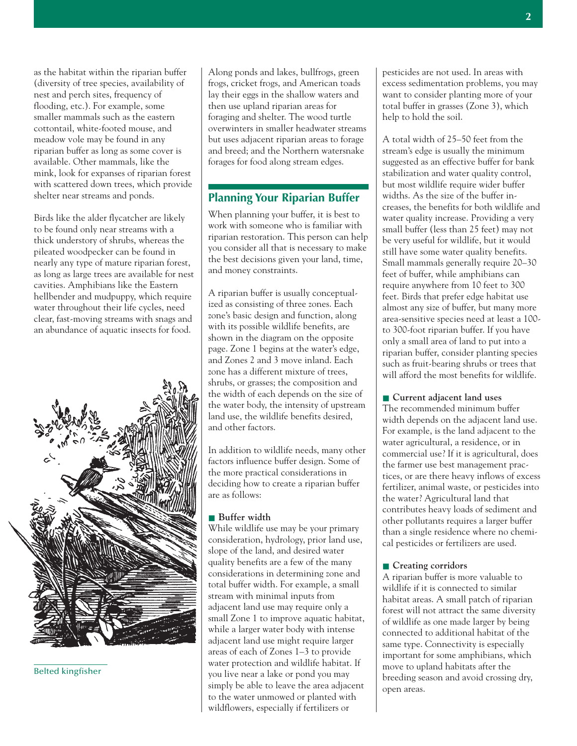as the habitat within the riparian buffer (diversity of tree species, availability of nest and perch sites, frequency of flooding, etc.). For example, some smaller mammals such as the eastern cottontail, white-footed mouse, and meadow vole may be found in any riparian buffer as long as some cover is available. Other mammals, like the mink, look for expanses of riparian forest with scattered down trees, which provide shelter near streams and ponds.

Birds like the alder flycatcher are likely to be found only near streams with a thick understory of shrubs, whereas the pileated woodpecker can be found in nearly any type of mature riparian forest, as long as large trees are available for nest cavities. Amphibians like the Eastern hellbender and mudpuppy, which require water throughout their life cycles, need clear, fast-moving streams with snags and an abundance of aquatic insects for food.

Belted kingfisher

Along ponds and lakes, bullfrogs, green frogs, cricket frogs, and American toads lay their eggs in the shallow waters and then use upland riparian areas for foraging and shelter. The wood turtle overwinters in smaller headwater streams but uses adjacent riparian areas to forage and breed; and the Northern watersnake forages for food along stream edges.

## Planning Your Riparian Buffer

When planning your buffer, it is best to work with someone who is familiar with riparian restoration. This person can help you consider all that is necessary to make the best decisions given your land, time, and money constraints.

A riparian buffer is usually conceptualized as consisting of three zones. Each zone's basic design and function, along with its possible wildlife benefits, are shown in the diagram on the opposite page. Zone 1 begins at the water's edge, and Zones 2 and 3 move inland. Each zone has a different mixture of trees, shrubs, or grasses; the composition and the width of each depends on the size of the water body, the intensity of upstream land use, the wildlife benefits desired, and other factors.

In addition to wildlife needs, many other factors influence buffer design. Some of the more practical considerations in deciding how to create a riparian buffer are as follows:

### Buffer width

While wildlife use may be your primary consideration, hydrology, prior land use, slope of the land, and desired water quality benefits are a few of the many considerations in determining zone and total buffer width. For example, a small stream with minimal inputs from adjacent land use may require only a small Zone 1 to improve aquatic habitat, while a larger water body with intense adjacent land use might require larger areas of each of Zones 1–3 to provide water protection and wildlife habitat. If you live near a lake or pond you may simply be able to leave the area adjacent to the water unmowed or planted with wildflowers, especially if fertilizers or pesticides are not used. In areas with excess sedimentation problems, you may want to consider planting more of your total buffer in grasses (Zone 3), which help to hold the soil.

A total width of 25–50 feet from the stream's edge is usually the minimum suggested as an effective buffer for bank stabilization and water quality control, but most wildlife require wider buffer widths. As the size of the buffer increases, the benefits for both wildlife and water quality increase. Providing a very small buffer (less than 25 feet) may not be very useful for wildlife, but it would still have some water quality benefits. Small mammals generally require 20–30 feet of buffer, while amphibians can require anywhere from 10 feet to 300 feet. Birds that prefer edge habitat use almost any size of buffer, but many more area-sensitive species need at least a 100- to 300-foot riparian buffer. If you have only a small area of land to put into a riparian buffer, consider planting species such as fruit-bearing shrubs or trees that will afford the most benefits for wildlife.

### Current adjacent land uses

The recommended minimum buffer width depends on the adjacent land use. For example, is the land adjacent to the water agricultural, a residence, or in commercial use? If it is agricultural, does the farmer use best management practices, or are there heavy inflows of excess fertilizer, animal waste, or pesticides into the water? Agricultural land that contributes heavy loads of sediment and other pollutants requires a larger buffer than a single residence where no chemical pesticides or fertilizers are used.

### Creating corridors

A riparian buffer is more valuable to wildlife if it is connected to similar habitat areas. A small patch of riparian forest will not attract the same diversity of wildlife as one made larger by being connected to additional habitat of the same type. Connectivity is especially important for some amphibians, which move to upland habitats after the breeding season and avoid crossing dry, open areas.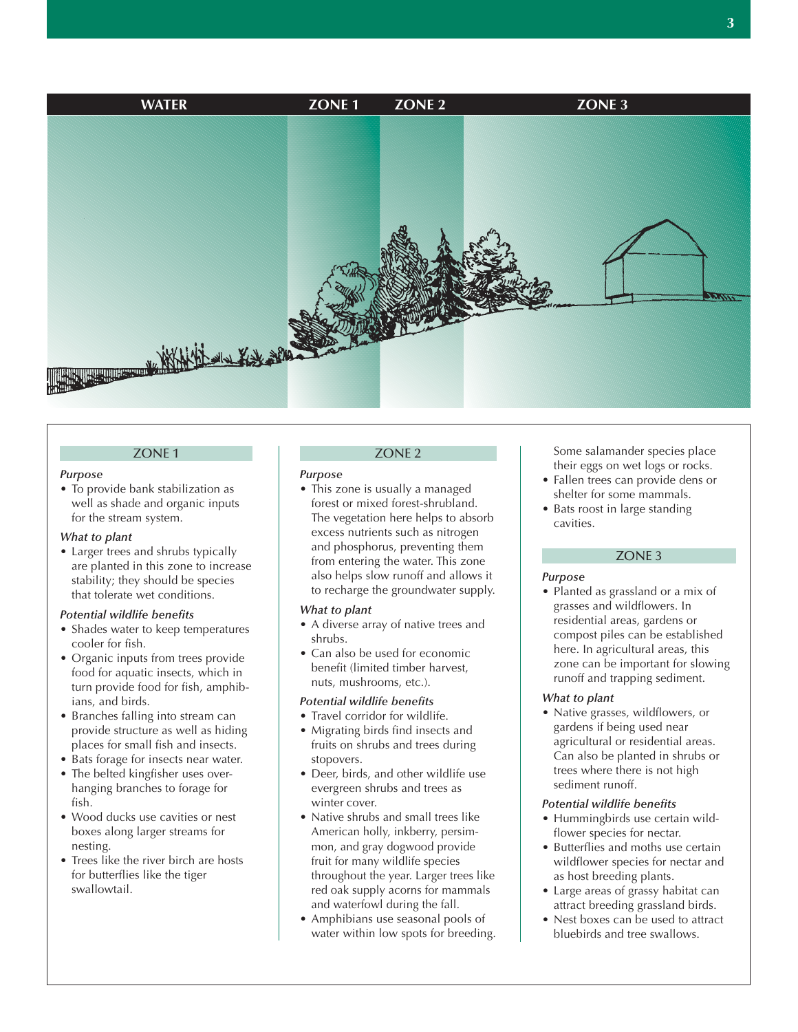WATER | ZONE 1 | ZONE 2 | ZONE 3

## ZONE 1

*Purpose*

- To provide bank stabilization as well as shade and organic inputs for the stream system.

*What to plant*

- Larger trees and shrubs typically are planted in this zone to increase stability; they should be species that tolerate wet conditions.

*Potential wildlife benefits*

- Shades water to keep temperatures cooler for fish.
- Organic inputs from trees provide food for aquatic insects, which in turn provide food for fish, amphibians, and birds.
- Branches falling into stream can provide structure as well as hiding places for small fish and insects.
- Bats forage for insects near water.
- The belted kingfisher uses overhanging branches to forage for fish.
- Wood ducks use cavities or nest boxes along larger streams for nesting.
- Trees like the river birch are hosts for butterflies like the tiger swallowtail.

## ZONE 2

*Purpose*

- This zone is usually a managed forest or mixed forest-shrubland. The vegetation here helps to absorb excess nutrients such as nitrogen and phosphorus, preventing them from entering the water. This zone also helps slow runoff and allows it to recharge the groundwater supply.

*What to plant*

- A diverse array of native trees and shrubs.
- Can also be used for economic benefit (limited timber harvest, nuts, mushrooms, etc.).

*Potential wildlife benefits*

- Travel corridor for wildlife.
- Migrating birds find insects and fruits on shrubs and trees during stopovers.
- Deer, birds, and other wildlife use evergreen shrubs and trees as winter cover.
- Native shrubs and small trees like American holly, inkberry, persimmon, and gray dogwood provide fruit for many wildlife species throughout the year. Larger trees like red oak supply acorns for mammals and waterfowl during the fall.
- Amphibians use seasonal pools of water within low spots for breeding. Some salamander species place their eggs on wet logs or rocks.
- Fallen trees can provide dens or shelter for some mammals.
- Bats roost in large standing cavities.

## ZONE 3

*Purpose*

- Planted as grassland or a mix of grasses and wildflowers. In residential areas, gardens or compost piles can be established here. In agricultural areas, this zone can be important for slowing runoff and trapping sediment.

*What to plant*

- Native grasses, wildflowers, or gardens if being used near agricultural or residential areas. Can also be planted in shrubs or trees where there is not high sediment runoff.

*Potential wildlife benefits*

- Hummingbirds use certain wildflower species for nectar.
- Butterflies and moths use certain wildflower species for nectar and as host breeding plants.
- Large areas of grassy habitat can attract breeding grassland birds.
- Nest boxes can be used to attract bluebirds and tree swallows.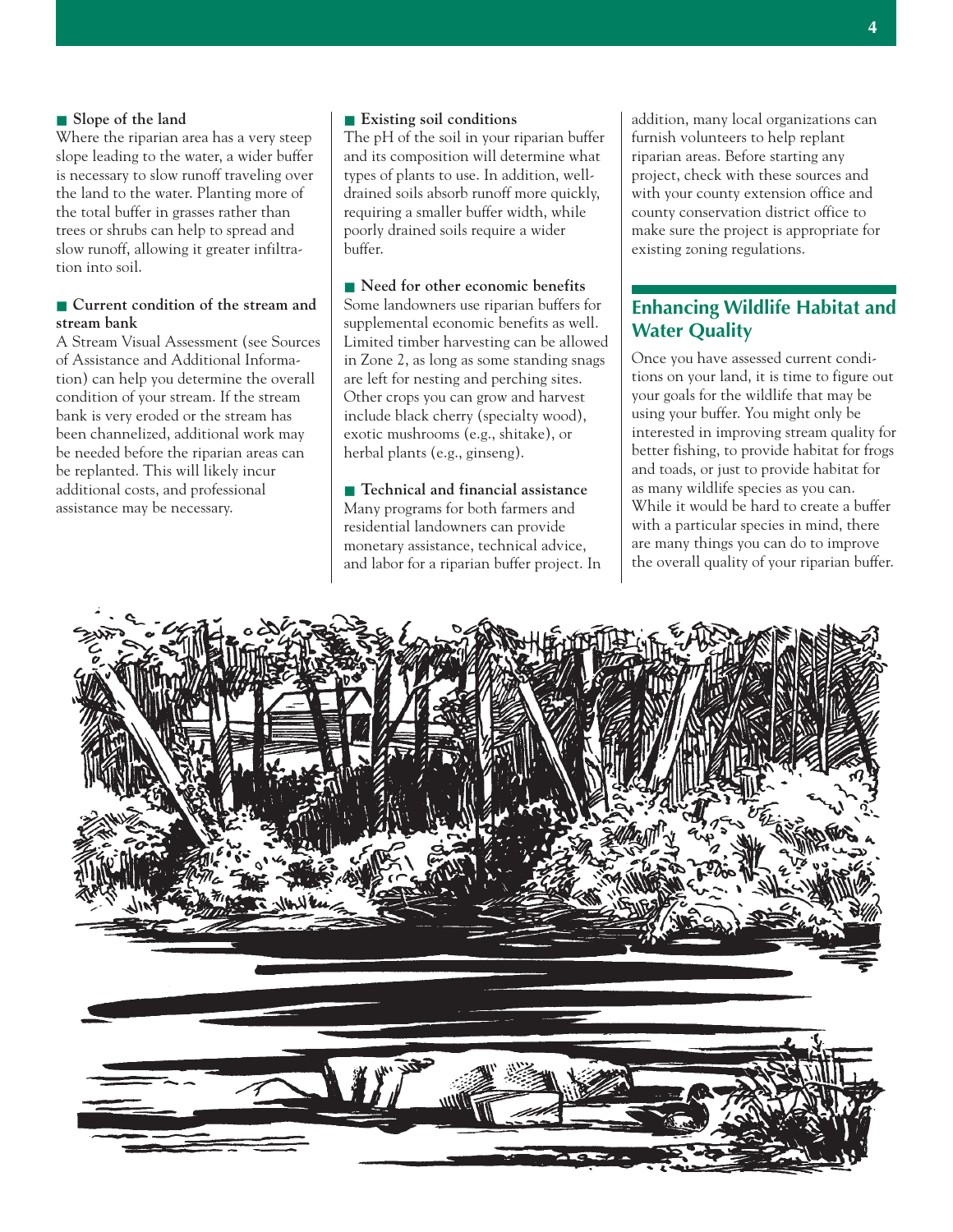**Slope of the land**

Where the riparian area has a very steep slope leading to the water, a wider buffer is necessary to slow runoff traveling over the land to the water. Planting more of the total buffer in grasses rather than trees or shrubs can help to spread and slow runoff, allowing it greater infiltration into soil.

**Current condition of the stream and stream bank**

A Stream Visual Assessment (see Sources of Assistance and Additional Information) can help you determine the overall condition of your stream. If the stream bank is very eroded or the stream has been channelized, additional work may be needed before the riparian areas can be replanted. This will likely incur additional costs, and professional assistance may be necessary.

**Existing soil conditions**

The pH of the soil in your riparian buffer and its composition will determine what types of plants to use. In addition, well-drained soils absorb runoff more quickly, requiring a smaller buffer width, while poorly drained soils require a wider buffer.

**Need for other economic benefits**

Some landowners use riparian buffers for supplemental economic benefits as well. Limited timber harvesting can be allowed in Zone 2, as long as some standing snags are left for nesting and perching sites. Other crops you can grow and harvest include black cherry (specialty wood), exotic mushrooms (e.g., shitake), or herbal plants (e.g., ginseng).

**Technical and financial assistance**

Many programs for both farmers and residential landowners can provide monetary assistance, technical advice, and labor for a riparian buffer project. In addition, many local organizations can furnish volunteers to help replant riparian areas. Before starting any project, check with these sources and with your county extension office and county conservation district office to make sure the project is appropriate for existing zoning regulations.

## Enhancing Wildlife Habitat and Water Quality

Once you have assessed current conditions on your land, it is time to figure out your goals for the wildlife that may be using your buffer. You might only be interested in improving stream quality for better fishing, to provide habitat for frogs and toads, or just to provide habitat for as many wildlife species as you can. While it would be hard to create a buffer with a particular species in mind, there are many things you can do to improve the overall quality of your riparian buffer.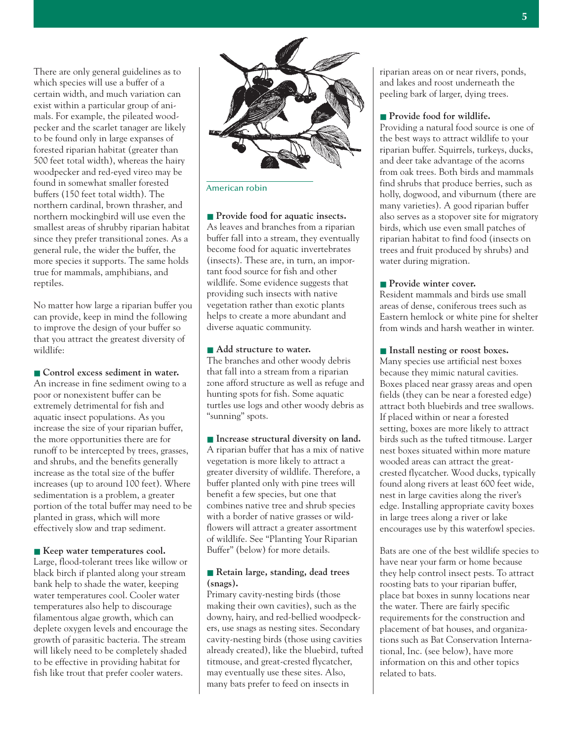There are only general guidelines as to which species will use a buffer of a certain width, and much variation can exist within a particular group of animals. For example, the pileated woodpecker and the scarlet tanager are likely to be found only in large expanses of forested riparian habitat (greater than 500 feet total width), whereas the hairy woodpecker and red-eyed vireo may be found in somewhat smaller forested buffers (150 feet total width). The northern cardinal, brown thrasher, and northern mockingbird will use even the smallest areas of shrubby riparian habitat since they prefer transitional zones. As a general rule, the wider the buffer, the more species it supports. The same holds true for mammals, amphibians, and reptiles.

No matter how large a riparian buffer you can provide, keep in mind the following to improve the design of your buffer so that you attract the greatest diversity of wildlife:

**Control excess sediment in water.**
An increase in fine sediment owing to a poor or nonexistent buffer can be extremely detrimental for fish and aquatic insect populations. As you increase the size of your riparian buffer, the more opportunities there are for runoff to be intercepted by trees, grasses, and shrubs, and the benefits generally increase as the total size of the buffer increases (up to around 100 feet). Where sedimentation is a problem, a greater portion of the total buffer may need to be planted in grass, which will more effectively slow and trap sediment.

**Keep water temperatures cool.**
Large, flood-tolerant trees like willow or black birch if planted along your stream bank help to shade the water, keeping water temperatures cool. Cooler water temperatures also help to discourage filamentous algae growth, which can deplete oxygen levels and encourage the growth of parasitic bacteria. The stream will likely need to be completely shaded to be effective in providing habitat for fish like trout that prefer cooler waters.

American robin

**Provide food for aquatic insects.**
As leaves and branches from a riparian buffer fall into a stream, they eventually become food for aquatic invertebrates (insects). These are, in turn, an important food source for fish and other wildlife. Some evidence suggests that providing such insects with native vegetation rather than exotic plants helps to create a more abundant and diverse aquatic community.

**Add structure to water.**
The branches and other woody debris that fall into a stream from a riparian zone afford structure as well as refuge and hunting spots for fish. Some aquatic turtles use logs and other woody debris as "sunning" spots.

**Increase structural diversity on land.**
A riparian buffer that has a mix of native vegetation is more likely to attract a greater diversity of wildlife. Therefore, a buffer planted only with pine trees will benefit a few species, but one that combines native tree and shrub species with a border of native grasses or wildflowers will attract a greater assortment of wildlife. See "Planting Your Riparian Buffer" (below) for more details.

**Retain large, standing, dead trees (snags).**
Primary cavity-nesting birds (those making their own cavities), such as the downy, hairy, and red-bellied woodpeckers, use snags as nesting sites. Secondary cavity-nesting birds (those using cavities already created), like the bluebird, tufted titmouse, and great-crested flycatcher, may eventually use these sites. Also, many bats prefer to feed on insects in riparian areas on or near rivers, ponds, and lakes and roost underneath the peeling bark of larger, dying trees.

**Provide food for wildlife.**
Providing a natural food source is one of the best ways to attract wildlife to your riparian buffer. Squirrels, turkeys, ducks, and deer take advantage of the acorns from oak trees. Both birds and mammals find shrubs that produce berries, such as holly, dogwood, and viburnum (there are many varieties). A good riparian buffer also serves as a stopover site for migratory birds, which use even small patches of riparian habitat to find food (insects on trees and fruit produced by shrubs) and water during migration.

**Provide winter cover.**
Resident mammals and birds use small areas of dense, coniferous trees such as Eastern hemlock or white pine for shelter from winds and harsh weather in winter.

**Install nesting or roost boxes.**
Many species use artificial nest boxes because they mimic natural cavities. Boxes placed near grassy areas and open fields (they can be near a forested edge) attract both bluebirds and tree swallows. If placed within or near a forested setting, boxes are more likely to attract birds such as the tufted titmouse. Larger nest boxes situated within more mature wooded areas can attract the great-crested flycatcher. Wood ducks, typically found along rivers at least 600 feet wide, nest in large cavities along the river's edge. Installing appropriate cavity boxes in large trees along a river or lake encourages use by this waterfowl species.

Bats are one of the best wildlife species to have near your farm or home because they help control insect pests. To attract roosting bats to your riparian buffer, place bat boxes in sunny locations near the water. There are fairly specific requirements for the construction and placement of bat houses, and organizations such as Bat Conservation International, Inc. (see below), have more information on this and other topics related to bats.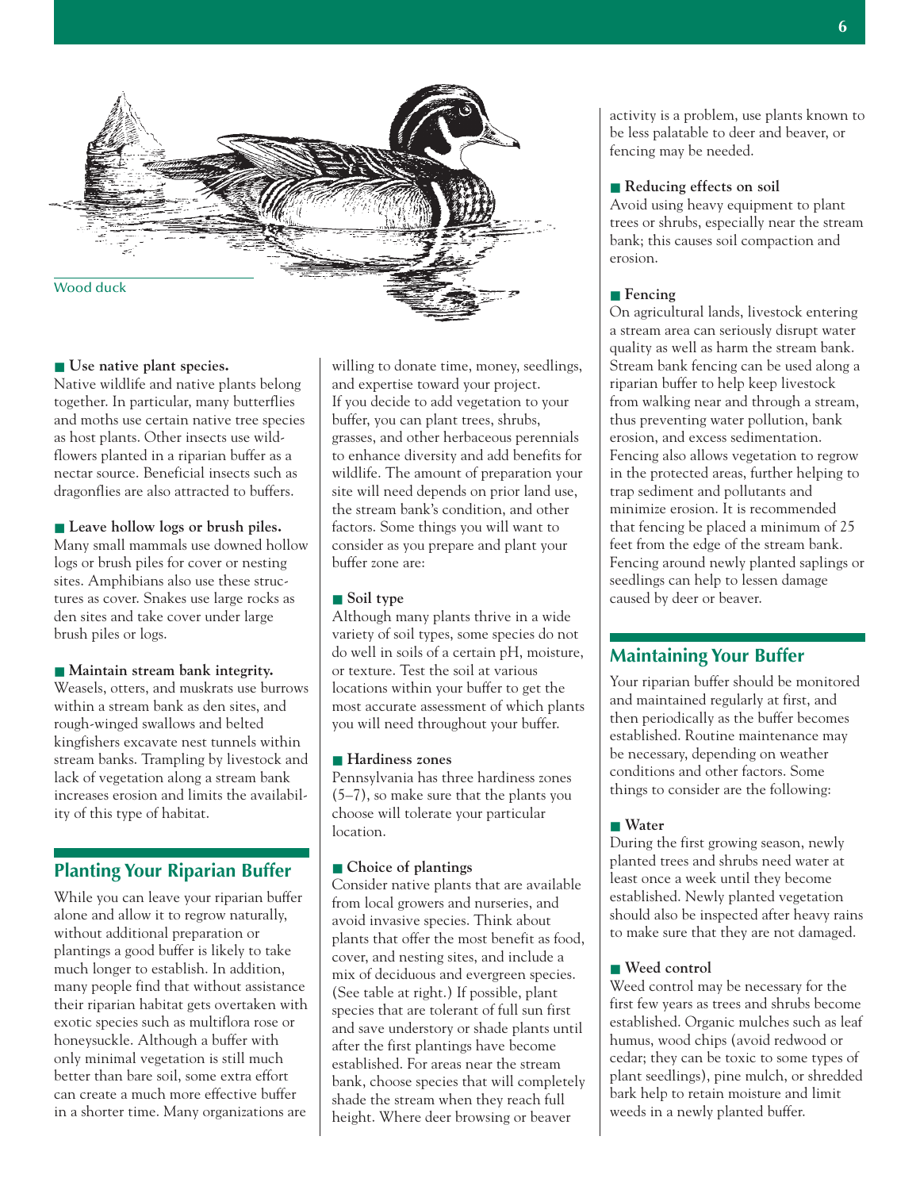Wood duck

**■ Use native plant species.**
Native wildlife and native plants belong together. In particular, many butterflies and moths use certain native tree species as host plants. Other insects use wildflowers planted in a riparian buffer as a nectar source. Beneficial insects such as dragonflies are also attracted to buffers.

**■ Leave hollow logs or brush piles.**
Many small mammals use downed hollow logs or brush piles for cover or nesting sites. Amphibians also use these structures as cover. Snakes use large rocks as den sites and take cover under large brush piles or logs.

**■ Maintain stream bank integrity.**
Weasels, otters, and muskrats use burrows within a stream bank as den sites, and rough-winged swallows and belted kingfishers excavate nest tunnels within stream banks. Trampling by livestock and lack of vegetation along a stream bank increases erosion and limits the availability of this type of habitat.

## Planting Your Riparian Buffer

While you can leave your riparian buffer alone and allow it to regrow naturally, without additional preparation or plantings a good buffer is likely to take much longer to establish. In addition, many people find that without assistance their riparian habitat gets overtaken with exotic species such as multiflora rose or honeysuckle. Although a buffer with only minimal vegetation is still much better than bare soil, some extra effort can create a much more effective buffer in a shorter time. Many organizations are willing to donate time, money, seedlings, and expertise toward your project. If you decide to add vegetation to your buffer, you can plant trees, shrubs, grasses, and other herbaceous perennials to enhance diversity and add benefits for wildlife. The amount of preparation your site will need depends on prior land use, the stream bank's condition, and other factors. Some things you will want to consider as you prepare and plant your buffer zone are:

**■ Soil type**
Although many plants thrive in a wide variety of soil types, some species do not do well in soils of a certain pH, moisture, or texture. Test the soil at various locations within your buffer to get the most accurate assessment of which plants you will need throughout your buffer.

**■ Hardiness zones**
Pennsylvania has three hardiness zones (5–7), so make sure that the plants you choose will tolerate your particular location.

**■ Choice of plantings**
Consider native plants that are available from local growers and nurseries, and avoid invasive species. Think about plants that offer the most benefit as food, cover, and nesting sites, and include a mix of deciduous and evergreen species. (See table at right.) If possible, plant species that are tolerant of full sun first and save understory or shade plants until after the first plantings have become established. For areas near the stream bank, choose species that will completely shade the stream when they reach full height. Where deer browsing or beaver activity is a problem, use plants known to be less palatable to deer and beaver, or fencing may be needed.

**■ Reducing effects on soil**
Avoid using heavy equipment to plant trees or shrubs, especially near the stream bank; this causes soil compaction and erosion.

**■ Fencing**
On agricultural lands, livestock entering a stream area can seriously disrupt water quality as well as harm the stream bank. Stream bank fencing can be used along a riparian buffer to help keep livestock from walking near and through a stream, thus preventing water pollution, bank erosion, and excess sedimentation. Fencing also allows vegetation to regrow in the protected areas, further helping to trap sediment and pollutants and minimize erosion. It is recommended that fencing be placed a minimum of 25 feet from the edge of the stream bank. Fencing around newly planted saplings or seedlings can help to lessen damage caused by deer or beaver.

## Maintaining Your Buffer

Your riparian buffer should be monitored and maintained regularly at first, and then periodically as the buffer becomes established. Routine maintenance may be necessary, depending on weather conditions and other factors. Some things to consider are the following:

**■ Water**
During the first growing season, newly planted trees and shrubs need water at least once a week until they become established. Newly planted vegetation should also be inspected after heavy rains to make sure that they are not damaged.

**■ Weed control**
Weed control may be necessary for the first few years as trees and shrubs become established. Organic mulches such as leaf humus, wood chips (avoid redwood or cedar; they can be toxic to some types of plant seedlings), pine mulch, or shredded bark help to retain moisture and limit weeds in a newly planted buffer.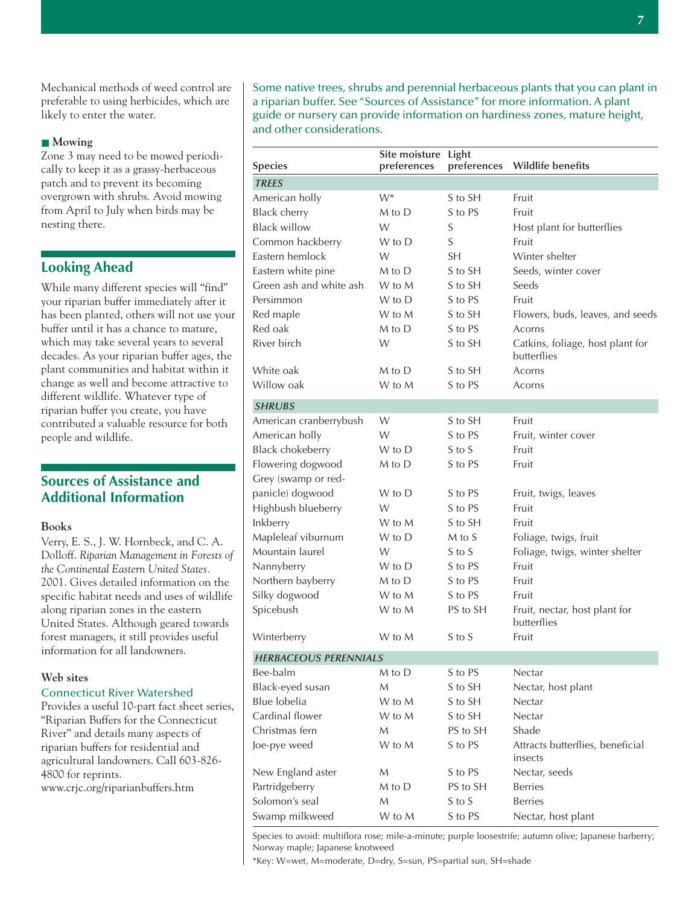Mechanical methods of weed control are preferable to using herbicides, which are likely to enter the water.

**Mowing**

Zone 3 may need to be mowed periodically to keep it as a grassy-herbaceous patch and to prevent its becoming overgrown with shrubs. Avoid mowing from April to July when birds may be nesting there.

## Looking Ahead

While many different species will "find" your riparian buffer immediately after it has been planted, others will not use your buffer until it has a chance to mature, which may take several years to several decades. As your riparian buffer ages, the plant communities and habitat within it change as well and become attractive to different wildlife. Whatever type of riparian buffer you create, you have contributed a valuable resource for both people and wildlife.

## Sources of Assistance and Additional Information

### Books

Verry, E. S., J. W. Hornbeck, and C. A. Dolloff. *Riparian Management in Forests of the Continental Eastern United States*. 2001. Gives detailed information on the specific habitat needs and uses of wildlife along riparian zones in the eastern United States. Although geared towards forest managers, it still provides useful information for all landowners.

### Web sites

Connecticut River Watershed

Provides a useful 10-part fact sheet series, "Riparian Buffers for the Connecticut River" and details many aspects of riparian buffers for residential and agricultural landowners. Call 603-826-4800 for reprints.
www.crjc.org/riparianbuffers.htm

Some native trees, shrubs and perennial herbaceous plants that you can plant in a riparian buffer. See "Sources of Assistance" for more information. A plant guide or nursery can provide information on hardiness zones, mature height, and other considerations.

| Species | Site moisture preferences | Light preferences | Wildlife benefits |
|---|---|---|---|
| *TREES* | | | |
| American holly | W* | S to SH | Fruit |
| Black cherry | M to D | S to PS | Fruit |
| Black willow | W | S | Host plant for butterflies |
| Common hackberry | W to D | S | Fruit |
| Eastern hemlock | W | SH | Winter shelter |
| Eastern white pine | M to D | S to SH | Seeds, winter cover |
| Green ash and white ash | W to M | S to SH | Seeds |
| Persimmon | W to D | S to PS | Fruit |
| Red maple | W to M | S to SH | Flowers, buds, leaves, and seeds |
| Red oak | M to D | S to PS | Acorns |
| River birch | W | S to SH | Catkins, foliage, host plant for butterflies |
| White oak | M to D | S to SH | Acorns |
| Willow oak | W to M | S to PS | Acorns |
| *SHRUBS* | | | |
| American cranberrybush | W | S to SH | Fruit |
| American holly | W | S to PS | Fruit, winter cover |
| Black chokeberry | W to D | S to S | Fruit |
| Flowering dogwood | M to D | S to PS | Fruit |
| Grey (swamp or red-panicle) dogwood | W to D | S to PS | Fruit, twigs, leaves |
| Highbush blueberry | W | S to PS | Fruit |
| Inkberry | W to M | S to SH | Fruit |
| Mapleleaf viburnum | W to D | M to S | Foliage, twigs, fruit |
| Mountain laurel | W | S to S | Foliage, twigs, winter shelter |
| Nannyberry | W to D | S to PS | Fruit |
| Northern bayberry | M to D | S to PS | Fruit |
| Silky dogwood | W to M | S to PS | Fruit |
| Spicebush | W to M | PS to SH | Fruit, nectar, host plant for butterflies |
| Winterberry | W to M | S to S | Fruit |
| *HERBACEOUS PERENNIALS* | | | |
| Bee-balm | M to D | S to PS | Nectar |
| Black-eyed susan | M | S to SH | Nectar, host plant |
| Blue lobelia | W to M | S to SH | Nectar |
| Cardinal flower | W to M | S to SH | Nectar |
| Christmas fern | M | PS to SH | Shade |
| Joe-pye weed | W to M | S to PS | Attracts butterflies, beneficial insects |
| New England aster | M | S to PS | Nectar, seeds |
| Partridgeberry | M to D | PS to SH | Berries |
| Solomon's seal | M | S to S | Berries |
| Swamp milkweed | W to M | S to PS | Nectar, host plant |

Species to avoid: multiflora rose; mile-a-minute; purple loosestrife; autumn olive; Japanese barberry; Norway maple; Japanese knotweed

*Key: W=wet, M=moderate, D=dry, S=sun, PS=partial sun, SH=shade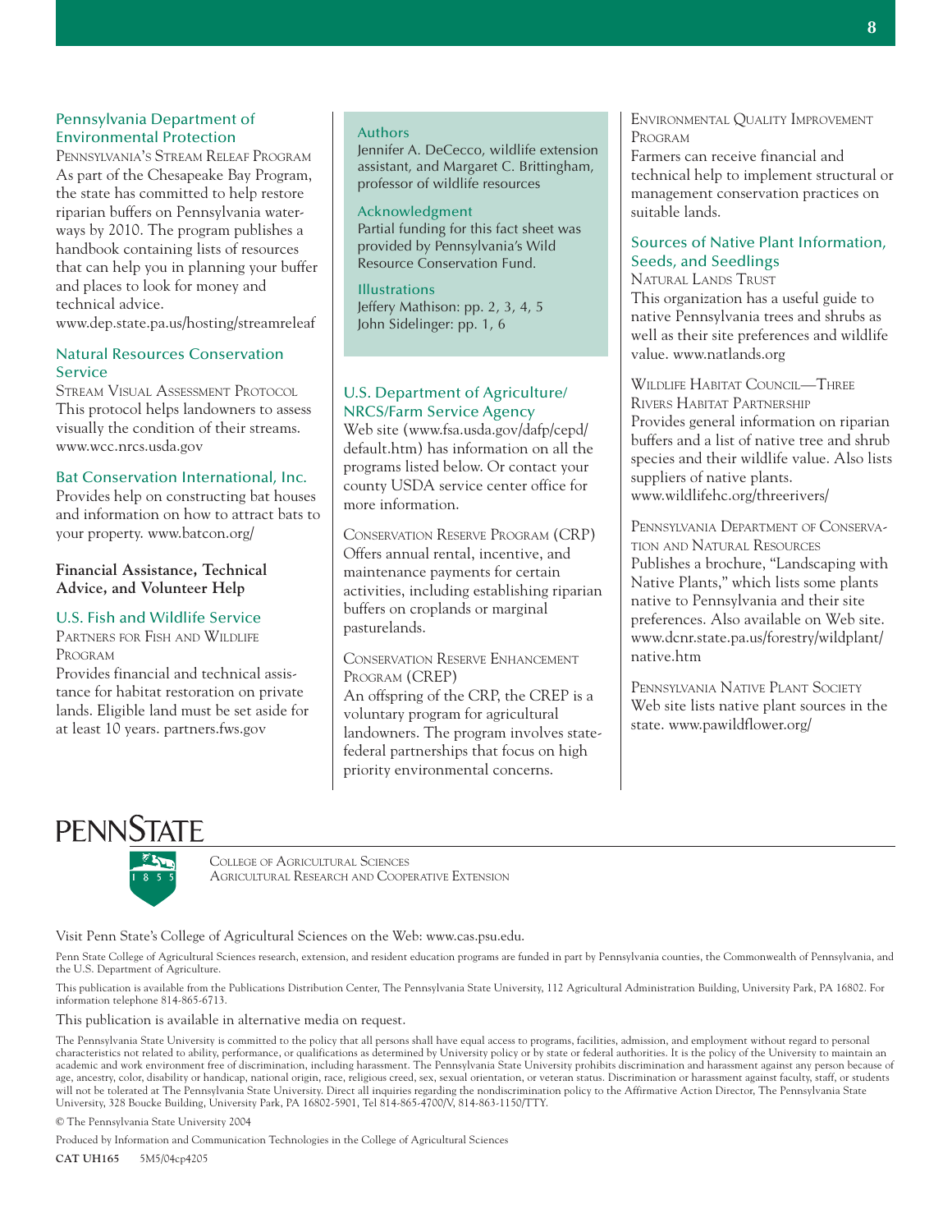### Pennsylvania Department of Environmental Protection

PENNSYLVANIA'S STREAM RELEAF PROGRAM

As part of the Chesapeake Bay Program, the state has committed to help restore riparian buffers on Pennsylvania waterways by 2010. The program publishes a handbook containing lists of resources that can help you in planning your buffer and places to look for money and technical advice. www.dep.state.pa.us/hosting/streamreleaf

### Natural Resources Conservation Service

STREAM VISUAL ASSESSMENT PROTOCOL

This protocol helps landowners to assess visually the condition of their streams. www.wcc.nrcs.usda.gov

### Bat Conservation International, Inc.

Provides help on constructing bat houses and information on how to attract bats to your property. www.batcon.org/

## Financial Assistance, Technical Advice, and Volunteer Help

### U.S. Fish and Wildlife Service

PARTNERS FOR FISH AND WILDLIFE PROGRAM

Provides financial and technical assistance for habitat restoration on private lands. Eligible land must be set aside for at least 10 years. partners.fws.gov

**Authors**

Jennifer A. DeCecco, wildlife extension assistant, and Margaret C. Brittingham, professor of wildlife resources

**Acknowledgment**

Partial funding for this fact sheet was provided by Pennsylvania's Wild Resource Conservation Fund.

**Illustrations**

Jeffery Mathison: pp. 2, 3, 4, 5
John Sidelinger: pp. 1, 6

### U.S. Department of Agriculture/ NRCS/Farm Service Agency

Web site (www.fsa.usda.gov/dafp/cepd/default.htm) has information on all the programs listed below. Or contact your county USDA service center office for more information.

CONSERVATION RESERVE PROGRAM (CRP)

Offers annual rental, incentive, and maintenance payments for certain activities, including establishing riparian buffers on croplands or marginal pasturelands.

CONSERVATION RESERVE ENHANCEMENT PROGRAM (CREP)

An offspring of the CRP, the CREP is a voluntary program for agricultural landowners. The program involves state-federal partnerships that focus on high priority environmental concerns.

ENVIRONMENTAL QUALITY IMPROVEMENT PROGRAM

Farmers can receive financial and technical help to implement structural or management conservation practices on suitable lands.

### Sources of Native Plant Information, Seeds, and Seedlings

NATURAL LANDS TRUST

This organization has a useful guide to native Pennsylvania trees and shrubs as well as their site preferences and wildlife value. www.natlands.org

WILDLIFE HABITAT COUNCIL—THREE RIVERS HABITAT PARTNERSHIP

Provides general information on riparian buffers and a list of native tree and shrub species and their wildlife value. Also lists suppliers of native plants. www.wildlifehc.org/threerivers/

PENNSYLVANIA DEPARTMENT OF CONSERVATION AND NATURAL RESOURCES

Publishes a brochure, "Landscaping with Native Plants," which lists some plants native to Pennsylvania and their site preferences. Also available on Web site. www.dcnr.state.pa.us/forestry/wildplant/native.htm

PENNSYLVANIA NATIVE PLANT SOCIETY

Web site lists native plant sources in the state. www.pawildflower.org/

PENNSTATE
1855

COLLEGE OF AGRICULTURAL SCIENCES
AGRICULTURAL RESEARCH AND COOPERATIVE EXTENSION

Visit Penn State's College of Agricultural Sciences on the Web: www.cas.psu.edu.

Penn State College of Agricultural Sciences research, extension, and resident education programs are funded in part by Pennsylvania counties, the Commonwealth of Pennsylvania, and the U.S. Department of Agriculture.

This publication is available from the Publications Distribution Center, The Pennsylvania State University, 112 Agricultural Administration Building, University Park, PA 16802. For information telephone 814-865-6713.

This publication is available in alternative media on request.

The Pennsylvania State University is committed to the policy that all persons shall have equal access to programs, facilities, admission, and employment without regard to personal characteristics not related to ability, performance, or qualifications as determined by University policy or by state or federal authorities. It is the policy of the University to maintain an academic and work environment free of discrimination, including harassment. The Pennsylvania State University prohibits discrimination and harassment against any person because of age, ancestry, color, disability or handicap, national origin, race, religious creed, sex, sexual orientation, or veteran status. Discrimination or harassment against faculty, staff, or students will not be tolerated at The Pennsylvania State University. Direct all inquiries regarding the nondiscrimination policy to the Affirmative Action Director, The Pennsylvania State University, 328 Boucke Building, University Park, PA 16802-5901, Tel 814-865-4700/V, 814-863-1150/TTY.

© The Pennsylvania State University 2004

Produced by Information and Communication Technologies in the College of Agricultural Sciences

**CAT UH165** 5M5/04cp4205